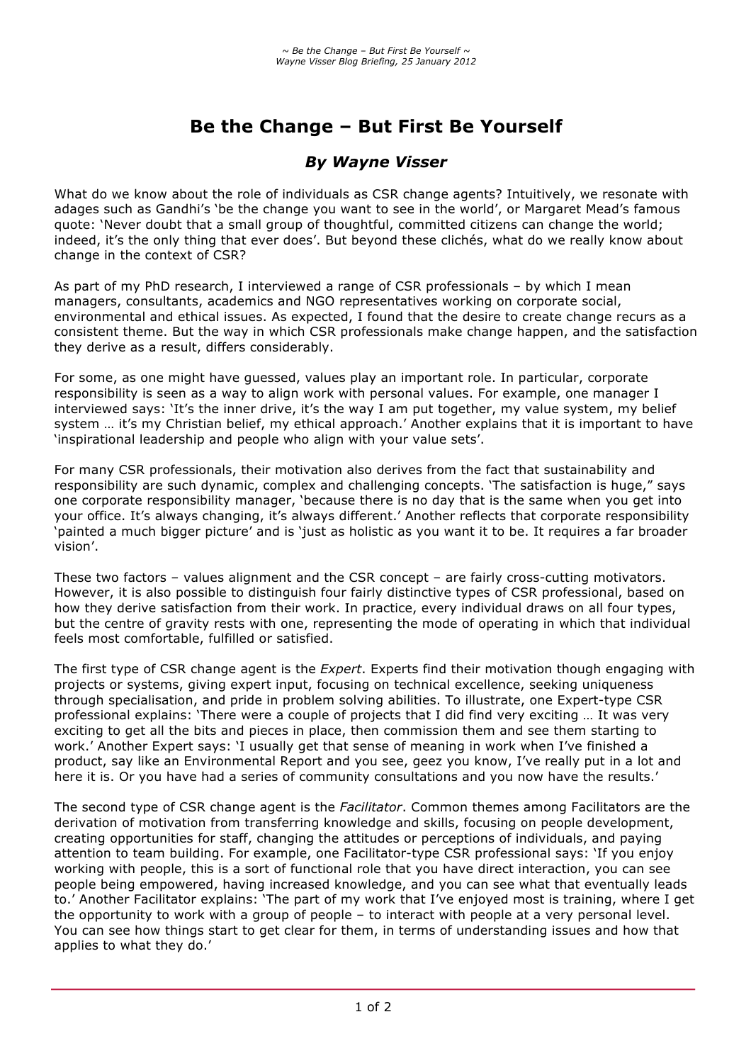# Be the Change – But First Be Yourself

## *By Wayne Visser*

What do we know about the role of individuals as CSR change agents? Intuitively, we resonate with adages such as Gandhi's 'be the change you want to see in the world', or Margaret Mead's famous quote: 'Never doubt that a small group of thoughtful, committed citizens can change the world; indeed, it's the only thing that ever does'. But beyond these clichés, what do we really know about change in the context of CSR?

As part of my PhD research, I interviewed a range of CSR professionals – by which I mean managers, consultants, academics and NGO representatives working on corporate social, environmental and ethical issues. As expected, I found that the desire to create change recurs as a consistent theme. But the way in which CSR professionals make change happen, and the satisfaction they derive as a result, differs considerably.

For some, as one might have guessed, values play an important role. In particular, corporate responsibility is seen as a way to align work with personal values. For example, one manager I interviewed says: 'It's the inner drive, it's the way I am put together, my value system, my belief system … it's my Christian belief, my ethical approach.' Another explains that it is important to have 'inspirational leadership and people who align with your value sets'.

For many CSR professionals, their motivation also derives from the fact that sustainability and responsibility are such dynamic, complex and challenging concepts. 'The satisfaction is huge," says one corporate responsibility manager, 'because there is no day that is the same when you get into your office. It's always changing, it's always different.' Another reflects that corporate responsibility 'painted a much bigger picture' and is 'just as holistic as you want it to be. It requires a far broader vision'.

These two factors – values alignment and the CSR concept – are fairly cross-cutting motivators. However, it is also possible to distinguish four fairly distinctive types of CSR professional, based on how they derive satisfaction from their work. In practice, every individual draws on all four types, but the centre of gravity rests with one, representing the mode of operating in which that individual feels most comfortable, fulfilled or satisfied.

The first type of CSR change agent is the *Expert*. Experts find their motivation though engaging with projects or systems, giving expert input, focusing on technical excellence, seeking uniqueness through specialisation, and pride in problem solving abilities. To illustrate, one Expert-type CSR professional explains: 'There were a couple of projects that I did find very exciting … It was very exciting to get all the bits and pieces in place, then commission them and see them starting to work.' Another Expert says: 'I usually get that sense of meaning in work when I've finished a product, say like an Environmental Report and you see, geez you know, I've really put in a lot and here it is. Or you have had a series of community consultations and you now have the results.'

The second type of CSR change agent is the *Facilitator*. Common themes among Facilitators are the derivation of motivation from transferring knowledge and skills, focusing on people development, creating opportunities for staff, changing the attitudes or perceptions of individuals, and paying attention to team building. For example, one Facilitator-type CSR professional says: 'If you enjoy working with people, this is a sort of functional role that you have direct interaction, you can see people being empowered, having increased knowledge, and you can see what that eventually leads to.' Another Facilitator explains: 'The part of my work that I've enjoyed most is training, where I get the opportunity to work with a group of people – to interact with people at a very personal level. You can see how things start to get clear for them, in terms of understanding issues and how that applies to what they do.'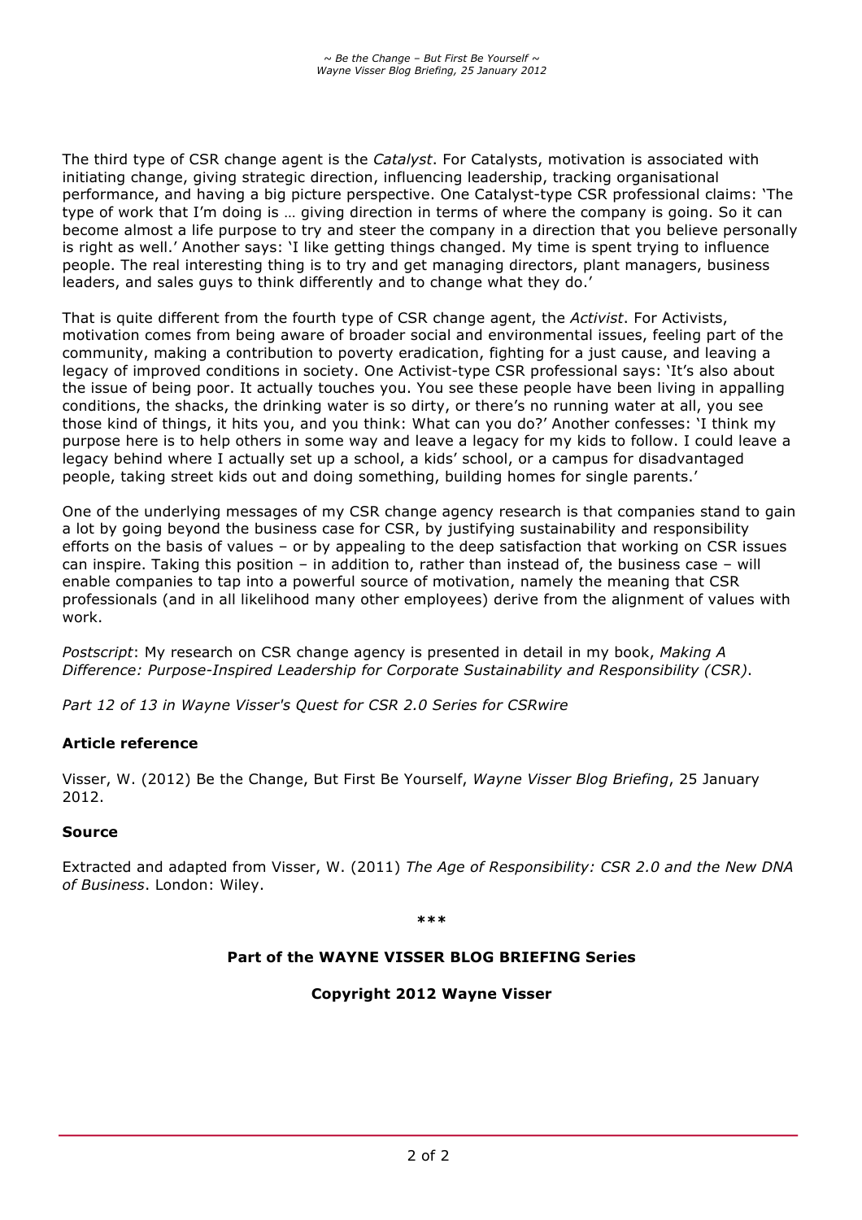The third type of CSR change agent is the *Catalyst*. For Catalysts, motivation is associated with initiating change, giving strategic direction, influencing leadership, tracking organisational performance, and having a big picture perspective. One Catalyst-type CSR professional claims: 'The type of work that I'm doing is … giving direction in terms of where the company is going. So it can become almost a life purpose to try and steer the company in a direction that you believe personally is right as well.' Another says: 'I like getting things changed. My time is spent trying to influence people. The real interesting thing is to try and get managing directors, plant managers, business leaders, and sales guys to think differently and to change what they do.'

That is quite different from the fourth type of CSR change agent, the *Activist*. For Activists, motivation comes from being aware of broader social and environmental issues, feeling part of the community, making a contribution to poverty eradication, fighting for a just cause, and leaving a legacy of improved conditions in society. One Activist-type CSR professional says: 'It's also about the issue of being poor. It actually touches you. You see these people have been living in appalling conditions, the shacks, the drinking water is so dirty, or there's no running water at all, you see those kind of things, it hits you, and you think: What can you do?' Another confesses: 'I think my purpose here is to help others in some way and leave a legacy for my kids to follow. I could leave a legacy behind where I actually set up a school, a kids' school, or a campus for disadvantaged people, taking street kids out and doing something, building homes for single parents.'

One of the underlying messages of my CSR change agency research is that companies stand to gain a lot by going beyond the business case for CSR, by justifying sustainability and responsibility efforts on the basis of values – or by appealing to the deep satisfaction that working on CSR issues can inspire. Taking this position – in addition to, rather than instead of, the business case – will enable companies to tap into a powerful source of motivation, namely the meaning that CSR professionals (and in all likelihood many other employees) derive from the alignment of values with work.

*Postscript*: My research on CSR change agency is presented in detail in my book, *Making A Difference: Purpose-Inspired Leadership for Corporate Sustainability and Responsibility (CSR)*.

*Part 12 of 13 in Wayne Visser's Quest for CSR 2.0 Series for CSRwire*

**Article reference**

Visser, W. (2012) Be the Change, But First Be Yourself, *Wayne Visser Blog Briefing*, 25 January 2012.

**Source**

Extracted and adapted from Visser, W. (2011) *The Age of Responsibility: CSR 2.0 and the New DNA of Business*. London: Wiley.

**\*\*\***

**Part of the WAYNE VISSER BLOG BRIEFING Series**

**Copyright 2012 Wayne Visser**